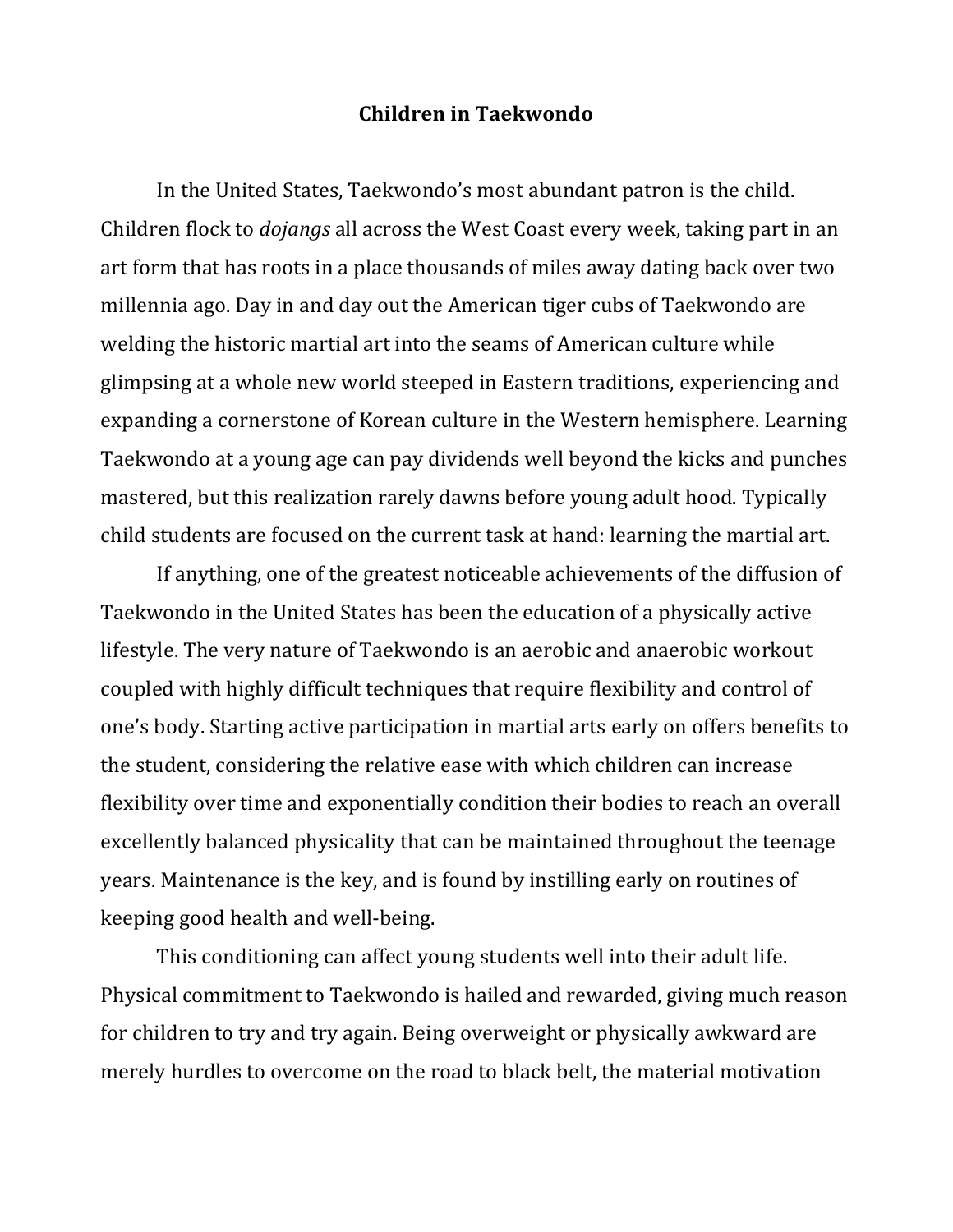# Children in Taekwondo

In the United States, Taekwondo's most abundant patron is the child. Children flock to *dojangs* all across the West Coast every week, taking part in an art form that has roots in a place thousands of miles away dating back over two millennia ago. Day in and day out the American tiger cubs of Taekwondo are welding the historic martial art into the seams of American culture while glimpsing at a whole new world steeped in Eastern traditions, experiencing and expanding a cornerstone of Korean culture in the Western hemisphere. Learning Taekwondo at a young age can pay dividends well beyond the kicks and punches mastered, but this realization rarely dawns before young adult hood. Typically child students are focused on the current task at hand: learning the martial art.

If anything, one of the greatest noticeable achievements of the diffusion of Taekwondo in the United States has been the education of a physically active lifestyle. The very nature of Taekwondo is an aerobic and anaerobic workout coupled with highly difficult techniques that require flexibility and control of one's body. Starting active participation in martial arts early on offers benefits to the student, considering the relative ease with which children can increase flexibility over time and exponentially condition their bodies to reach an overall excellently balanced physicality that can be maintained throughout the teenage years. Maintenance is the key, and is found by instilling early on routines of keeping good health and well-being.

This conditioning can affect young students well into their adult life. Physical commitment to Taekwondo is hailed and rewarded, giving much reason for children to try and try again. Being overweight or physically awkward are merely hurdles to overcome on the road to black belt, the material motivation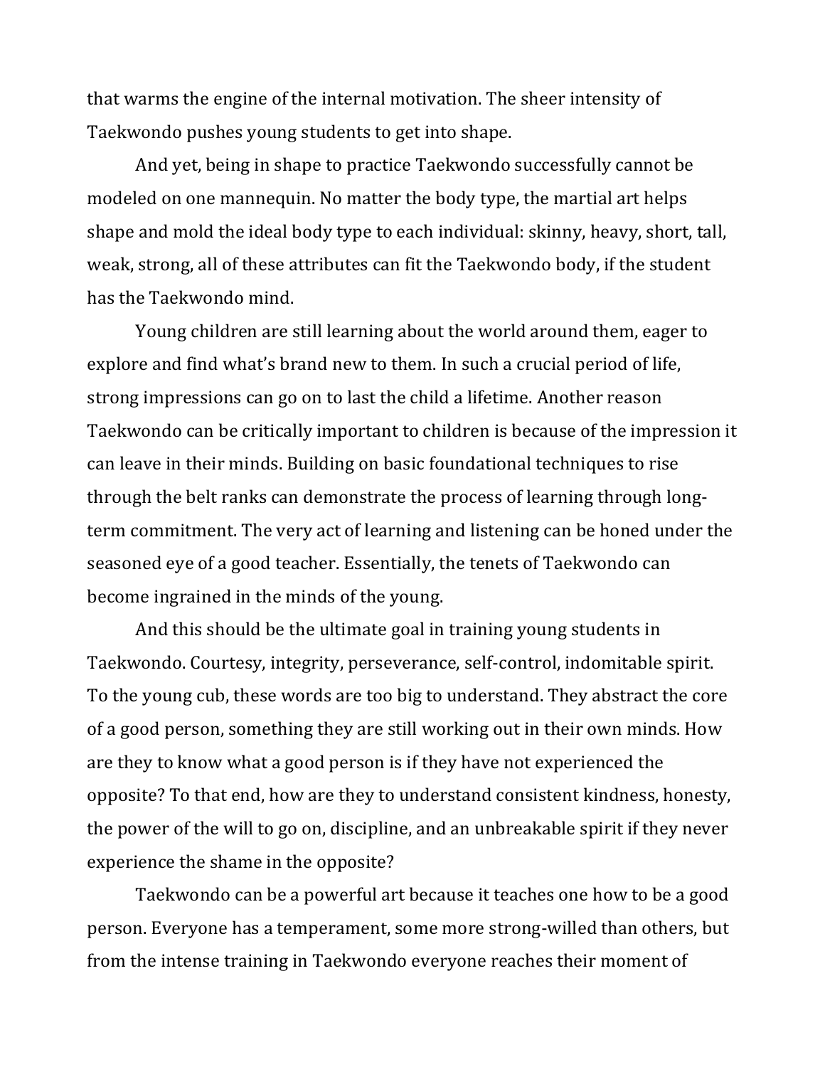that warms the engine of the internal motivation. The sheer intensity of Taekwondo pushes young students to get into shape.

And yet, being in shape to practice Taekwondo successfully cannot be modeled on one mannequin. No matter the body type, the martial art helps shape and mold the ideal body type to each individual: skinny, heavy, short, tall, weak, strong, all of these attributes can fit the Taekwondo body, if the student has the Taekwondo mind.

Young children are still learning about the world around them, eager to explore and find what's brand new to them. In such a crucial period of life, strong impressions can go on to last the child a lifetime. Another reason Taekwondo can be critically important to children is because of the impression it can leave in their minds. Building on basic foundational techniques to rise through the belt ranks can demonstrate the process of learning through long-term commitment. The very act of learning and listening can be honed under the seasoned eye of a good teacher. Essentially, the tenets of Taekwondo can become ingrained in the minds of the young.

And this should be the ultimate goal in training young students in Taekwondo. Courtesy, integrity, perseverance, self-control, indomitable spirit. To the young cub, these words are too big to understand. They abstract the core of a good person, something they are still working out in their own minds. How are they to know what a good person is if they have not experienced the opposite? To that end, how are they to understand consistent kindness, honesty, the power of the will to go on, discipline, and an unbreakable spirit if they never experience the shame in the opposite?

Taekwondo can be a powerful art because it teaches one how to be a good person. Everyone has a temperament, some more strong-willed than others, but from the intense training in Taekwondo everyone reaches their moment of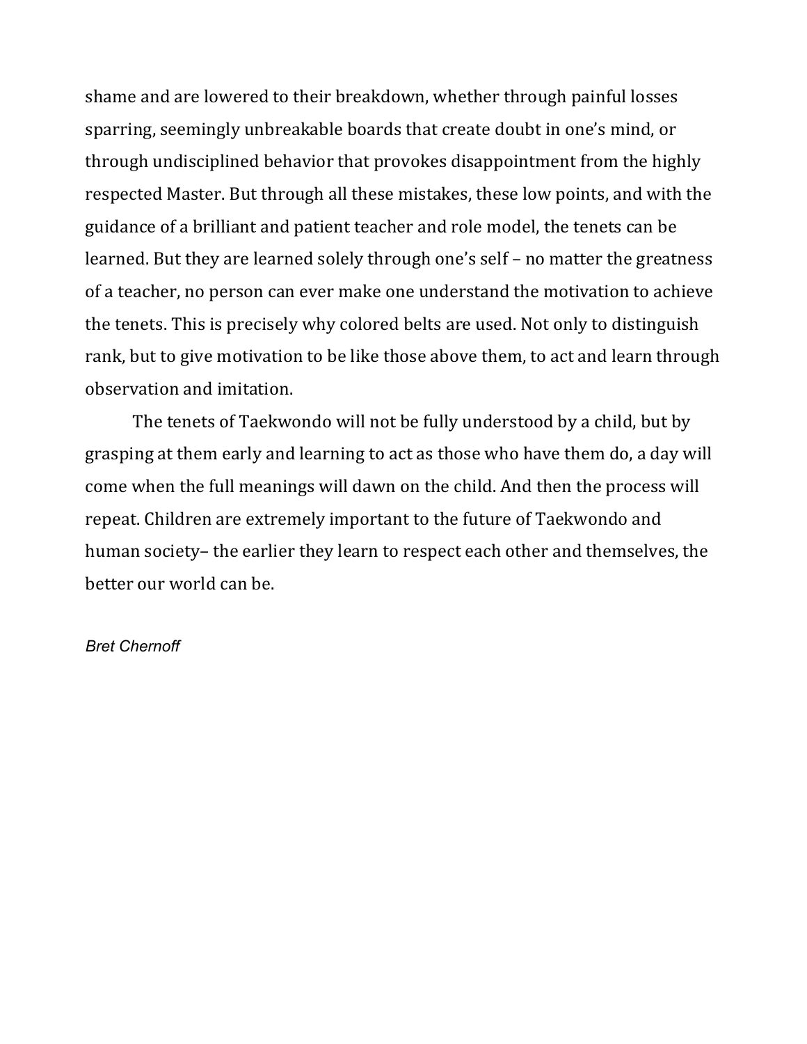shame and are lowered to their breakdown, whether through painful losses sparring, seemingly unbreakable boards that create doubt in one's mind, or through undisciplined behavior that provokes disappointment from the highly respected Master. But through all these mistakes, these low points, and with the guidance of a brilliant and patient teacher and role model, the tenets can be learned. But they are learned solely through one's self – no matter the greatness of a teacher, no person can ever make one understand the motivation to achieve the tenets. This is precisely why colored belts are used. Not only to distinguish rank, but to give motivation to be like those above them, to act and learn through observation and imitation.

The tenets of Taekwondo will not be fully understood by a child, but by grasping at them early and learning to act as those who have them do, a day will come when the full meanings will dawn on the child. And then the process will repeat. Children are extremely important to the future of Taekwondo and human society– the earlier they learn to respect each other and themselves, the better our world can be.

*Bret Chernoff*